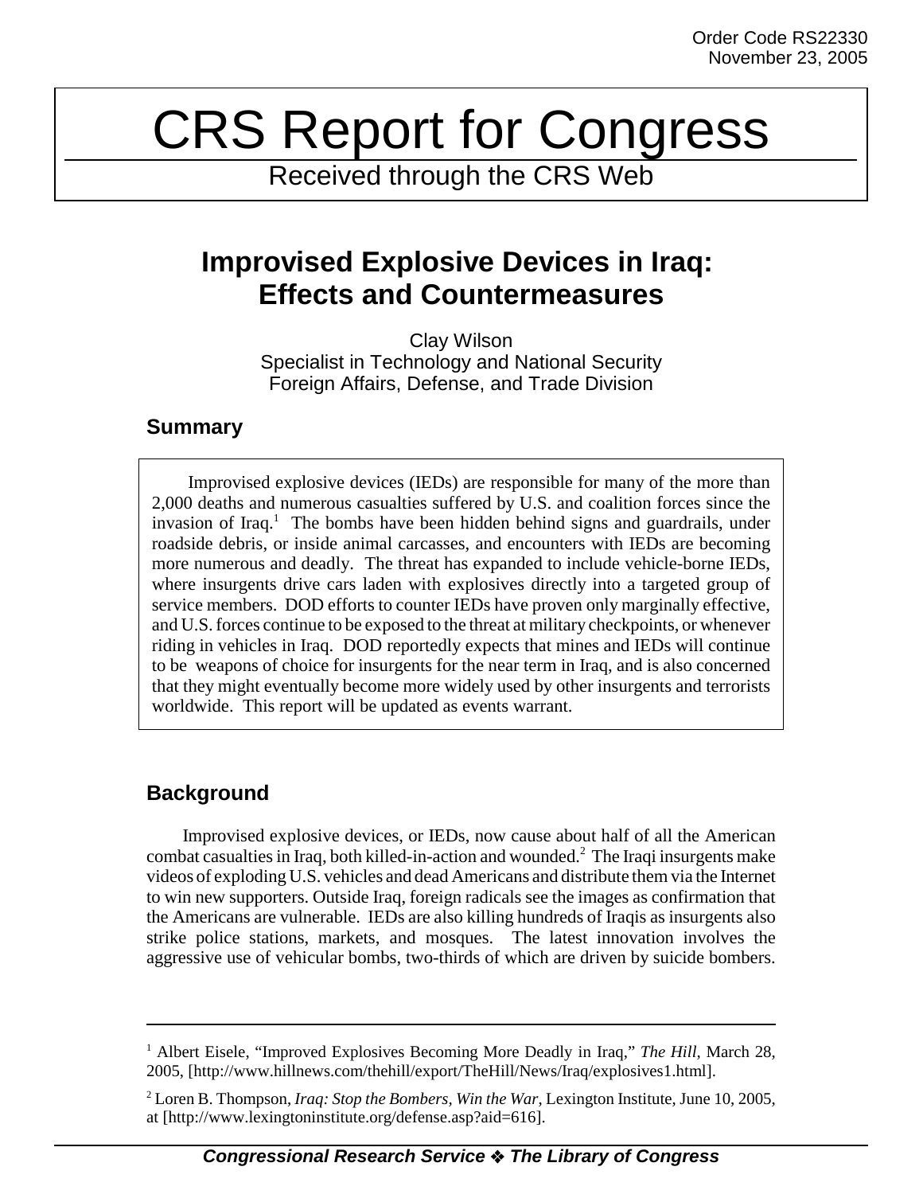Order Code RS22330
November 23, 2005

# CRS Report for Congress

Received through the CRS Web

## Improvised Explosive Devices in Iraq: Effects and Countermeasures

Clay Wilson
Specialist in Technology and National Security
Foreign Affairs, Defense, and Trade Division

### Summary

Improvised explosive devices (IEDs) are responsible for many of the more than 2,000 deaths and numerous casualties suffered by U.S. and coalition forces since the invasion of Iraq.[1] The bombs have been hidden behind signs and guardrails, under roadside debris, or inside animal carcasses, and encounters with IEDs are becoming more numerous and deadly. The threat has expanded to include vehicle-borne IEDs, where insurgents drive cars laden with explosives directly into a targeted group of service members. DOD efforts to counter IEDs have proven only marginally effective, and U.S. forces continue to be exposed to the threat at military checkpoints, or whenever riding in vehicles in Iraq. DOD reportedly expects that mines and IEDs will continue to be weapons of choice for insurgents for the near term in Iraq, and is also concerned that they might eventually become more widely used by other insurgents and terrorists worldwide. This report will be updated as events warrant.

### Background

Improvised explosive devices, or IEDs, now cause about half of all the American combat casualties in Iraq, both killed-in-action and wounded.[2] The Iraqi insurgents make videos of exploding U.S. vehicles and dead Americans and distribute them via the Internet to win new supporters. Outside Iraq, foreign radicals see the images as confirmation that the Americans are vulnerable. IEDs are also killing hundreds of Iraqis as insurgents also strike police stations, markets, and mosques. The latest innovation involves the aggressive use of vehicular bombs, two-thirds of which are driven by suicide bombers.

---

[1] Albert Eisele, "Improved Explosives Becoming More Deadly in Iraq," *The Hill*, March 28, 2005, [http://www.hillnews.com/thehill/export/TheHill/News/Iraq/explosives1.html].

[2] Loren B. Thompson, *Iraq: Stop the Bombers, Win the War*, Lexington Institute, June 10, 2005, at [http://www.lexingtoninstitute.org/defense.asp?aid=616].

**Congressional Research Service ❖ The Library of Congress**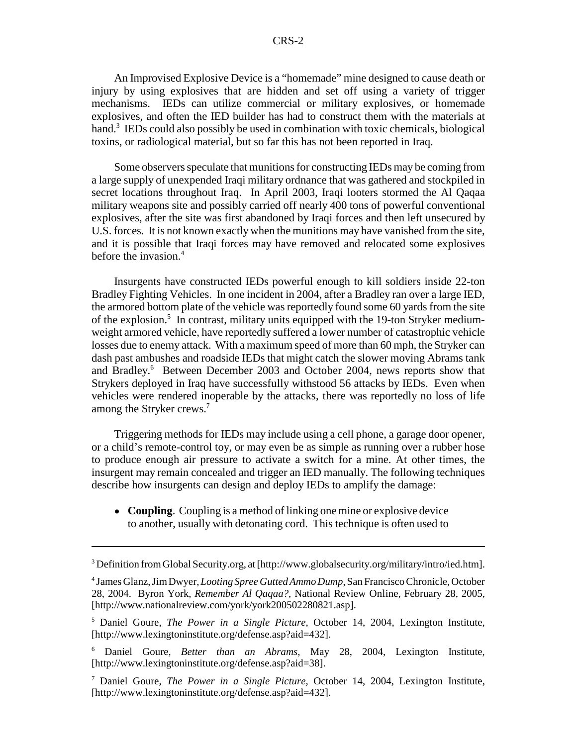An Improvised Explosive Device is a "homemade" mine designed to cause death or injury by using explosives that are hidden and set off using a variety of trigger mechanisms. IEDs can utilize commercial or military explosives, or homemade explosives, and often the IED builder has had to construct them with the materials at hand.[3] IEDs could also possibly be used in combination with toxic chemicals, biological toxins, or radiological material, but so far this has not been reported in Iraq.

Some observers speculate that munitions for constructing IEDs may be coming from a large supply of unexpended Iraqi military ordnance that was gathered and stockpiled in secret locations throughout Iraq. In April 2003, Iraqi looters stormed the Al Qaqaa military weapons site and possibly carried off nearly 400 tons of powerful conventional explosives, after the site was first abandoned by Iraqi forces and then left unsecured by U.S. forces. It is not known exactly when the munitions may have vanished from the site, and it is possible that Iraqi forces may have removed and relocated some explosives before the invasion.[4]

Insurgents have constructed IEDs powerful enough to kill soldiers inside 22-ton Bradley Fighting Vehicles. In one incident in 2004, after a Bradley ran over a large IED, the armored bottom plate of the vehicle was reportedly found some 60 yards from the site of the explosion.[5] In contrast, military units equipped with the 19-ton Stryker medium-weight armored vehicle, have reportedly suffered a lower number of catastrophic vehicle losses due to enemy attack. With a maximum speed of more than 60 mph, the Stryker can dash past ambushes and roadside IEDs that might catch the slower moving Abrams tank and Bradley.[6] Between December 2003 and October 2004, news reports show that Strykers deployed in Iraq have successfully withstood 56 attacks by IEDs. Even when vehicles were rendered inoperable by the attacks, there was reportedly no loss of life among the Stryker crews.[7]

Triggering methods for IEDs may include using a cell phone, a garage door opener, or a child's remote-control toy, or may even be as simple as running over a rubber hose to produce enough air pressure to activate a switch for a mine. At other times, the insurgent may remain concealed and trigger an IED manually. The following techniques describe how insurgents can design and deploy IEDs to amplify the damage:

- **Coupling**. Coupling is a method of linking one mine or explosive device to another, usually with detonating cord. This technique is often used to

---

[3] Definition from Global Security.org, at [http://www.globalsecurity.org/military/intro/ied.htm].

[4] James Glanz, Jim Dwyer, *Looting Spree Gutted Ammo Dump*, San Francisco Chronicle, October 28, 2004. Byron York, *Remember Al Qaqaa?*, National Review Online, February 28, 2005, [http://www.nationalreview.com/york/york200502280821.asp].

[5] Daniel Goure, *The Power in a Single Picture*, October 14, 2004, Lexington Institute, [http://www.lexingtoninstitute.org/defense.asp?aid=432].

[6] Daniel Goure, *Better than an Abrams*, May 28, 2004, Lexington Institute, [http://www.lexingtoninstitute.org/defense.asp?aid=38].

[7] Daniel Goure, *The Power in a Single Picture*, October 14, 2004, Lexington Institute, [http://www.lexingtoninstitute.org/defense.asp?aid=432].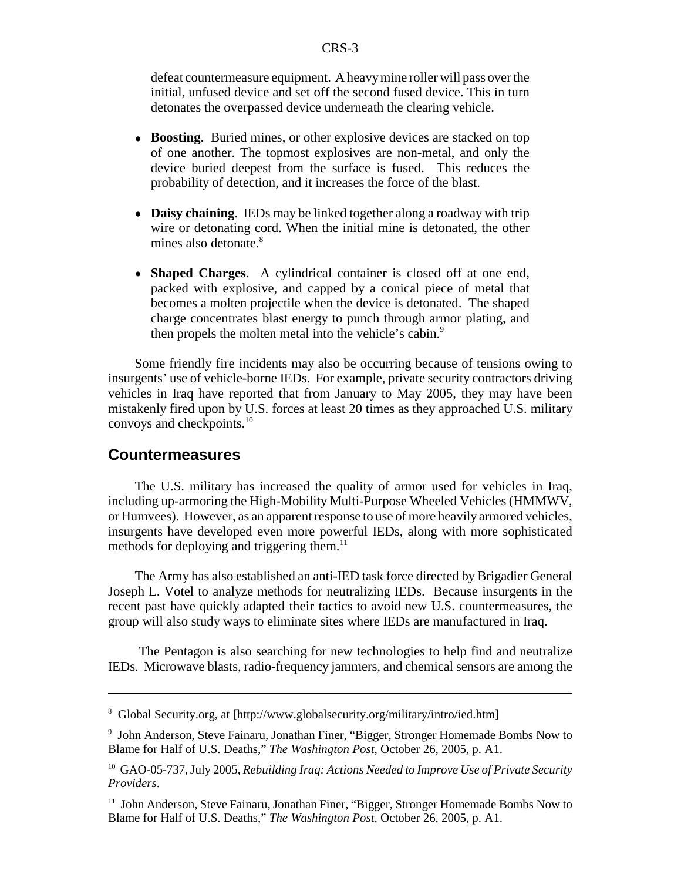defeat countermeasure equipment. A heavy mine roller will pass over the initial, unfused device and set off the second fused device. This in turn detonates the overpassed device underneath the clearing vehicle.

- **Boosting**. Buried mines, or other explosive devices are stacked on top of one another. The topmost explosives are non-metal, and only the device buried deepest from the surface is fused. This reduces the probability of detection, and it increases the force of the blast.
- **Daisy chaining**. IEDs may be linked together along a roadway with trip wire or detonating cord. When the initial mine is detonated, the other mines also detonate.[8]
- **Shaped Charges**. A cylindrical container is closed off at one end, packed with explosive, and capped by a conical piece of metal that becomes a molten projectile when the device is detonated. The shaped charge concentrates blast energy to punch through armor plating, and then propels the molten metal into the vehicle's cabin.[9]

Some friendly fire incidents may also be occurring because of tensions owing to insurgents' use of vehicle-borne IEDs. For example, private security contractors driving vehicles in Iraq have reported that from January to May 2005, they may have been mistakenly fired upon by U.S. forces at least 20 times as they approached U.S. military convoys and checkpoints.[10]

## Countermeasures

The U.S. military has increased the quality of armor used for vehicles in Iraq, including up-armoring the High-Mobility Multi-Purpose Wheeled Vehicles (HMMWV, or Humvees). However, as an apparent response to use of more heavily armored vehicles, insurgents have developed even more powerful IEDs, along with more sophisticated methods for deploying and triggering them.[11]

The Army has also established an anti-IED task force directed by Brigadier General Joseph L. Votel to analyze methods for neutralizing IEDs. Because insurgents in the recent past have quickly adapted their tactics to avoid new U.S. countermeasures, the group will also study ways to eliminate sites where IEDs are manufactured in Iraq.

The Pentagon is also searching for new technologies to help find and neutralize IEDs. Microwave blasts, radio-frequency jammers, and chemical sensors are among the

---

[8] Global Security.org, at [http://www.globalsecurity.org/military/intro/ied.htm]

[9] John Anderson, Steve Fainaru, Jonathan Finer, "Bigger, Stronger Homemade Bombs Now to Blame for Half of U.S. Deaths," *The Washington Post*, October 26, 2005, p. A1.

[10] GAO-05-737, July 2005, *Rebuilding Iraq: Actions Needed to Improve Use of Private Security Providers*.

[11] John Anderson, Steve Fainaru, Jonathan Finer, "Bigger, Stronger Homemade Bombs Now to Blame for Half of U.S. Deaths," *The Washington Post*, October 26, 2005, p. A1.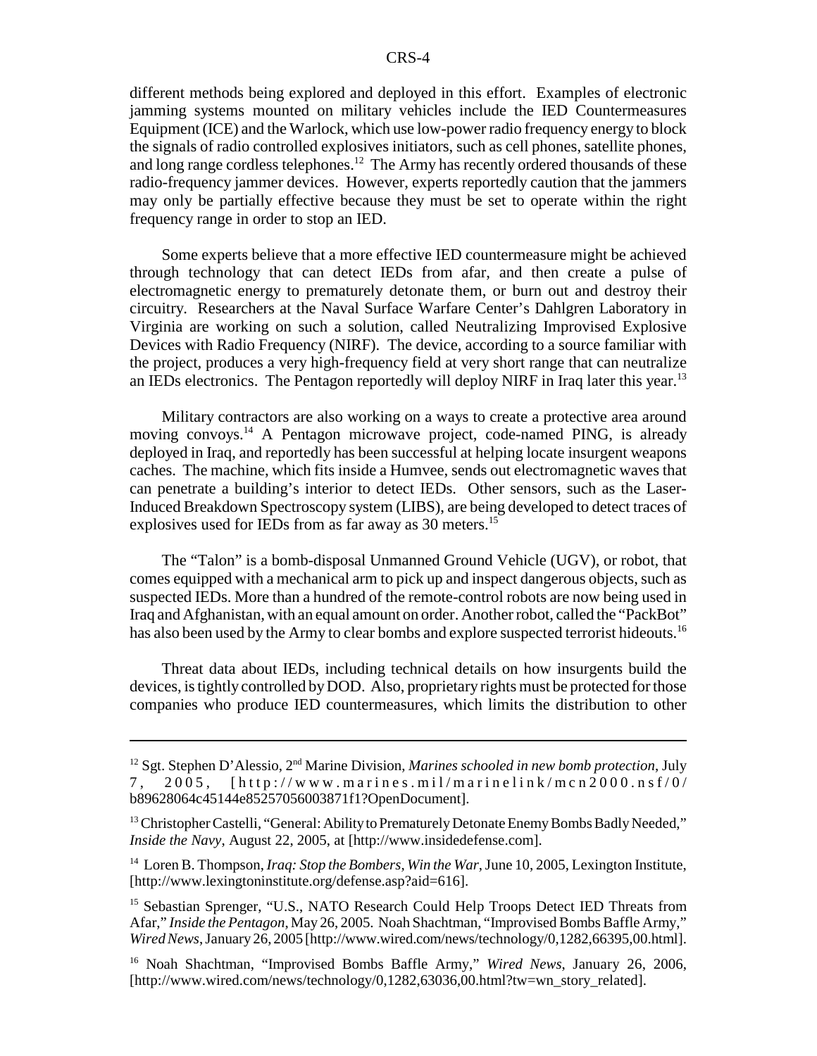different methods being explored and deployed in this effort. Examples of electronic jamming systems mounted on military vehicles include the IED Countermeasures Equipment (ICE) and the Warlock, which use low-power radio frequency energy to block the signals of radio controlled explosives initiators, such as cell phones, satellite phones, and long range cordless telephones.[12] The Army has recently ordered thousands of these radio-frequency jammer devices. However, experts reportedly caution that the jammers may only be partially effective because they must be set to operate within the right frequency range in order to stop an IED.

Some experts believe that a more effective IED countermeasure might be achieved through technology that can detect IEDs from afar, and then create a pulse of electromagnetic energy to prematurely detonate them, or burn out and destroy their circuitry. Researchers at the Naval Surface Warfare Center's Dahlgren Laboratory in Virginia are working on such a solution, called Neutralizing Improvised Explosive Devices with Radio Frequency (NIRF). The device, according to a source familiar with the project, produces a very high-frequency field at very short range that can neutralize an IEDs electronics. The Pentagon reportedly will deploy NIRF in Iraq later this year.[13]

Military contractors are also working on a ways to create a protective area around moving convoys.[14] A Pentagon microwave project, code-named PING, is already deployed in Iraq, and reportedly has been successful at helping locate insurgent weapons caches. The machine, which fits inside a Humvee, sends out electromagnetic waves that can penetrate a building's interior to detect IEDs. Other sensors, such as the Laser-Induced Breakdown Spectroscopy system (LIBS), are being developed to detect traces of explosives used for IEDs from as far away as 30 meters.[15]

The "Talon" is a bomb-disposal Unmanned Ground Vehicle (UGV), or robot, that comes equipped with a mechanical arm to pick up and inspect dangerous objects, such as suspected IEDs. More than a hundred of the remote-control robots are now being used in Iraq and Afghanistan, with an equal amount on order. Another robot, called the "PackBot" has also been used by the Army to clear bombs and explore suspected terrorist hideouts.[16]

Threat data about IEDs, including technical details on how insurgents build the devices, is tightly controlled by DOD. Also, proprietary rights must be protected for those companies who produce IED countermeasures, which limits the distribution to other

---

[12] Sgt. Stephen D'Alessio, 2nd Marine Division, *Marines schooled in new bomb protection*, July 7, 2005, [http://www.marines.mil/marinelink/mcn2000.nsf/0/b89628064c45144e85257056003871f1?OpenDocument].

[13] Christopher Castelli, "General: Ability to Prematurely Detonate Enemy Bombs Badly Needed," *Inside the Navy*, August 22, 2005, at [http://www.insidedefense.com].

[14] Loren B. Thompson, *Iraq: Stop the Bombers, Win the War*, June 10, 2005, Lexington Institute, [http://www.lexingtoninstitute.org/defense.asp?aid=616].

[15] Sebastian Sprenger, "U.S., NATO Research Could Help Troops Detect IED Threats from Afar," *Inside the Pentagon*, May 26, 2005. Noah Shachtman, "Improvised Bombs Baffle Army," *Wired News*, January 26, 2005 [http://www.wired.com/news/technology/0,1282,66395,00.html].

[16] Noah Shachtman, "Improvised Bombs Baffle Army," *Wired News*, January 26, 2006, [http://www.wired.com/news/technology/0,1282,63036,00.html?tw=wn_story_related].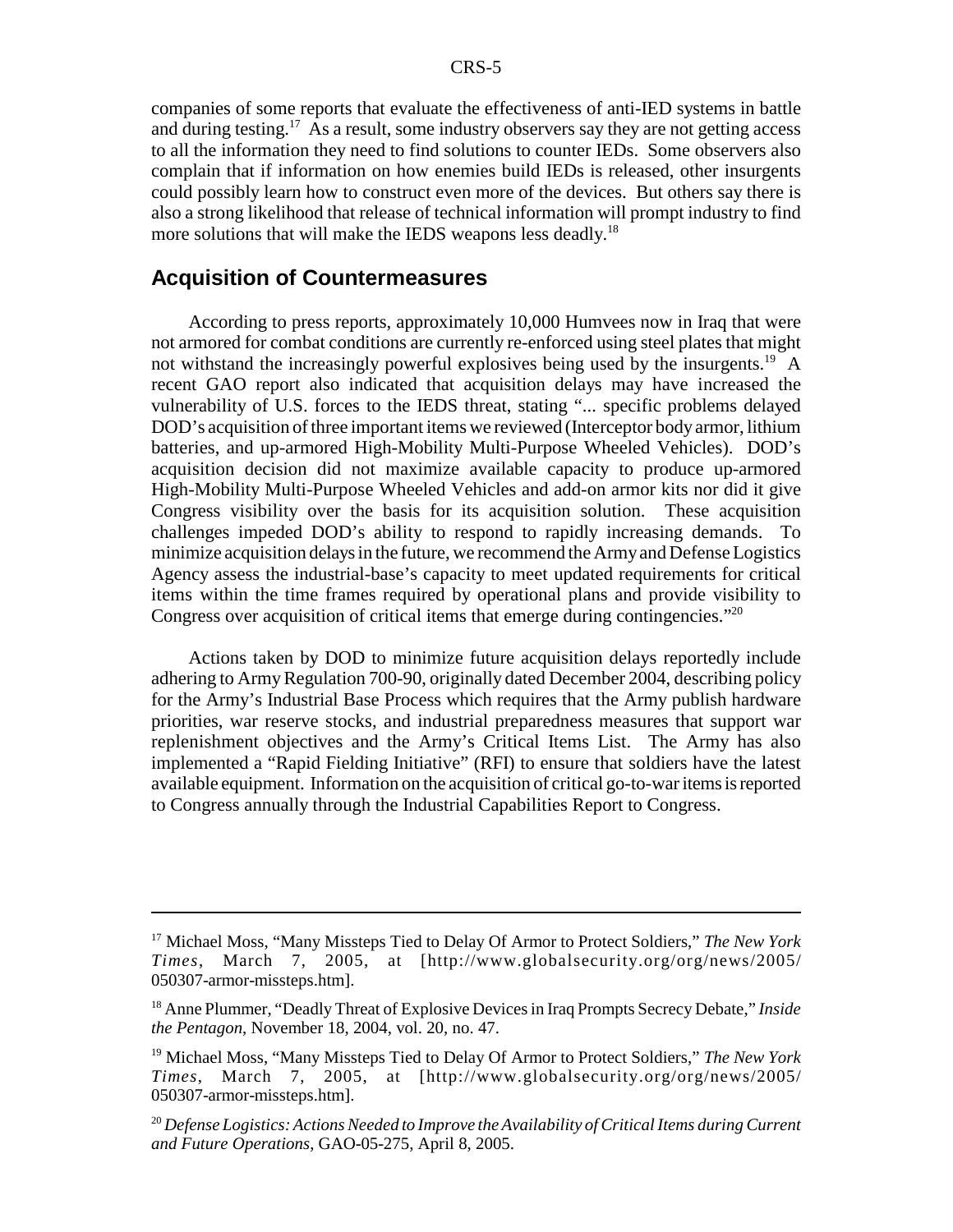companies of some reports that evaluate the effectiveness of anti-IED systems in battle and during testing.[17] As a result, some industry observers say they are not getting access to all the information they need to find solutions to counter IEDs. Some observers also complain that if information on how enemies build IEDs is released, other insurgents could possibly learn how to construct even more of the devices. But others say there is also a strong likelihood that release of technical information will prompt industry to find more solutions that will make the IEDS weapons less deadly.[18]

## Acquisition of Countermeasures

According to press reports, approximately 10,000 Humvees now in Iraq that were not armored for combat conditions are currently re-enforced using steel plates that might not withstand the increasingly powerful explosives being used by the insurgents.[19] A recent GAO report also indicated that acquisition delays may have increased the vulnerability of U.S. forces to the IEDS threat, stating "... specific problems delayed DOD's acquisition of three important items we reviewed (Interceptor body armor, lithium batteries, and up-armored High-Mobility Multi-Purpose Wheeled Vehicles). DOD's acquisition decision did not maximize available capacity to produce up-armored High-Mobility Multi-Purpose Wheeled Vehicles and add-on armor kits nor did it give Congress visibility over the basis for its acquisition solution. These acquisition challenges impeded DOD's ability to respond to rapidly increasing demands. To minimize acquisition delays in the future, we recommend the Army and Defense Logistics Agency assess the industrial-base's capacity to meet updated requirements for critical items within the time frames required by operational plans and provide visibility to Congress over acquisition of critical items that emerge during contingencies."[20]

Actions taken by DOD to minimize future acquisition delays reportedly include adhering to Army Regulation 700-90, originally dated December 2004, describing policy for the Army's Industrial Base Process which requires that the Army publish hardware priorities, war reserve stocks, and industrial preparedness measures that support war replenishment objectives and the Army's Critical Items List. The Army has also implemented a "Rapid Fielding Initiative" (RFI) to ensure that soldiers have the latest available equipment. Information on the acquisition of critical go-to-war items is reported to Congress annually through the Industrial Capabilities Report to Congress.

---

[17] Michael Moss, "Many Missteps Tied to Delay Of Armor to Protect Soldiers," *The New York Times*, March 7, 2005, at [http://www.globalsecurity.org/org/news/2005/050307-armor-missteps.htm].

[18] Anne Plummer, "Deadly Threat of Explosive Devices in Iraq Prompts Secrecy Debate," *Inside the Pentagon*, November 18, 2004, vol. 20, no. 47.

[19] Michael Moss, "Many Missteps Tied to Delay Of Armor to Protect Soldiers," *The New York Times*, March 7, 2005, at [http://www.globalsecurity.org/org/news/2005/050307-armor-missteps.htm].

[20] *Defense Logistics: Actions Needed to Improve the Availability of Critical Items during Current and Future Operations*, GAO-05-275, April 8, 2005.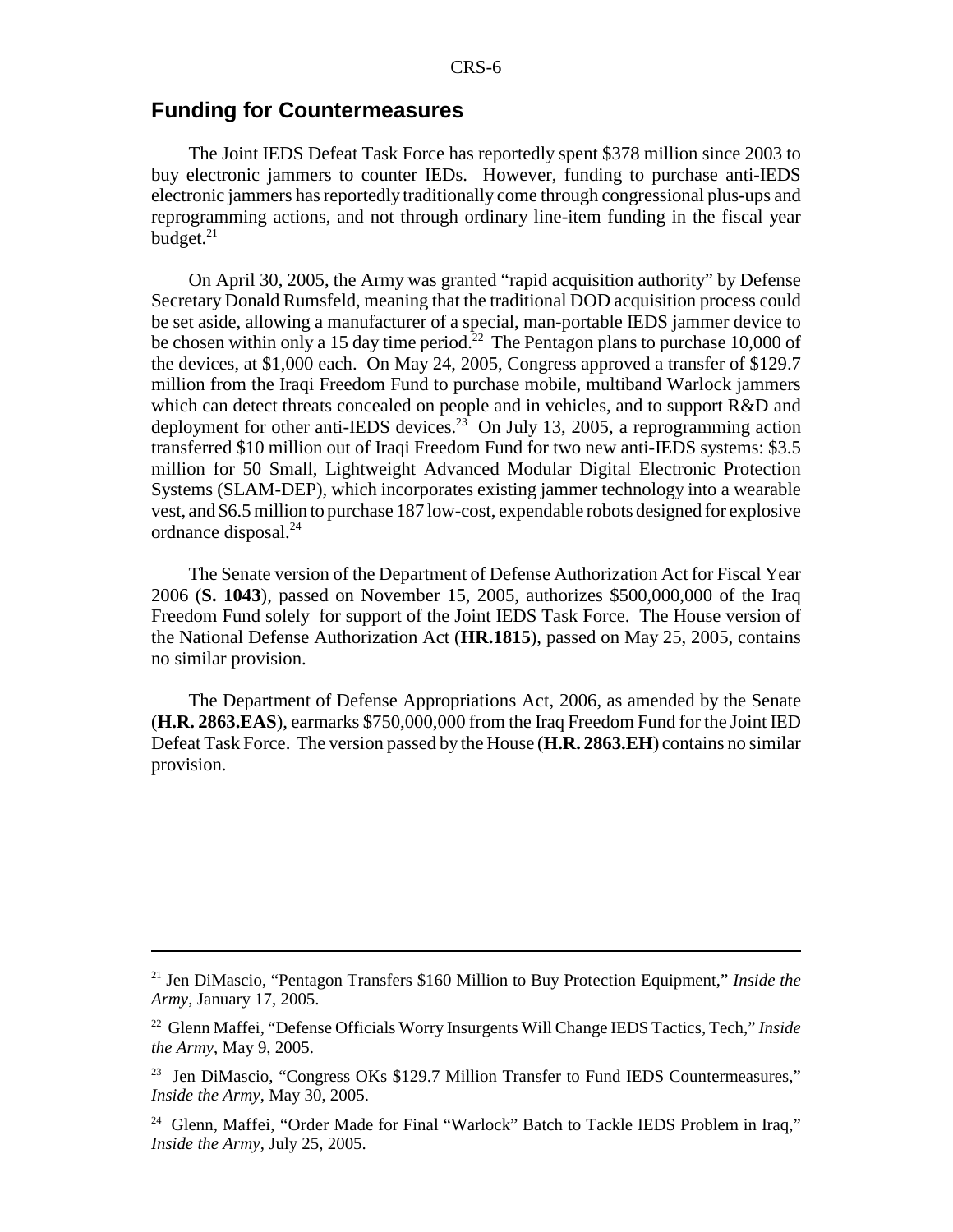## Funding for Countermeasures

The Joint IEDS Defeat Task Force has reportedly spent $378 million since 2003 to buy electronic jammers to counter IEDs. However, funding to purchase anti-IEDS electronic jammers has reportedly traditionally come through congressional plus-ups and reprogramming actions, and not through ordinary line-item funding in the fiscal year budget.[21]

On April 30, 2005, the Army was granted "rapid acquisition authority" by Defense Secretary Donald Rumsfeld, meaning that the traditional DOD acquisition process could be set aside, allowing a manufacturer of a special, man-portable IEDS jammer device to be chosen within only a 15 day time period.[22] The Pentagon plans to purchase 10,000 of the devices, at $1,000 each. On May 24, 2005, Congress approved a transfer of $129.7 million from the Iraqi Freedom Fund to purchase mobile, multiband Warlock jammers which can detect threats concealed on people and in vehicles, and to support R&D and deployment for other anti-IEDS devices.[23] On July 13, 2005, a reprogramming action transferred $10 million out of Iraqi Freedom Fund for two new anti-IEDS systems: $3.5 million for 50 Small, Lightweight Advanced Modular Digital Electronic Protection Systems (SLAM-DEP), which incorporates existing jammer technology into a wearable vest, and $6.5 million to purchase 187 low-cost, expendable robots designed for explosive ordnance disposal.[24]

The Senate version of the Department of Defense Authorization Act for Fiscal Year 2006 (**S. 1043**), passed on November 15, 2005, authorizes $500,000,000 of the Iraq Freedom Fund solely for support of the Joint IEDS Task Force. The House version of the National Defense Authorization Act (**HR.1815**), passed on May 25, 2005, contains no similar provision.

The Department of Defense Appropriations Act, 2006, as amended by the Senate (**H.R. 2863.EAS**), earmarks $750,000,000 from the Iraq Freedom Fund for the Joint IED Defeat Task Force. The version passed by the House (**H.R. 2863.EH**) contains no similar provision.

---

[21] Jen DiMascio, "Pentagon Transfers $160 Million to Buy Protection Equipment," *Inside the Army*, January 17, 2005.

[22] Glenn Maffei, "Defense Officials Worry Insurgents Will Change IEDS Tactics, Tech," *Inside the Army*, May 9, 2005.

[23] Jen DiMascio, "Congress OKs $129.7 Million Transfer to Fund IEDS Countermeasures," *Inside the Army*, May 30, 2005.

[24] Glenn, Maffei, "Order Made for Final "Warlock" Batch to Tackle IEDS Problem in Iraq," *Inside the Army*, July 25, 2005.